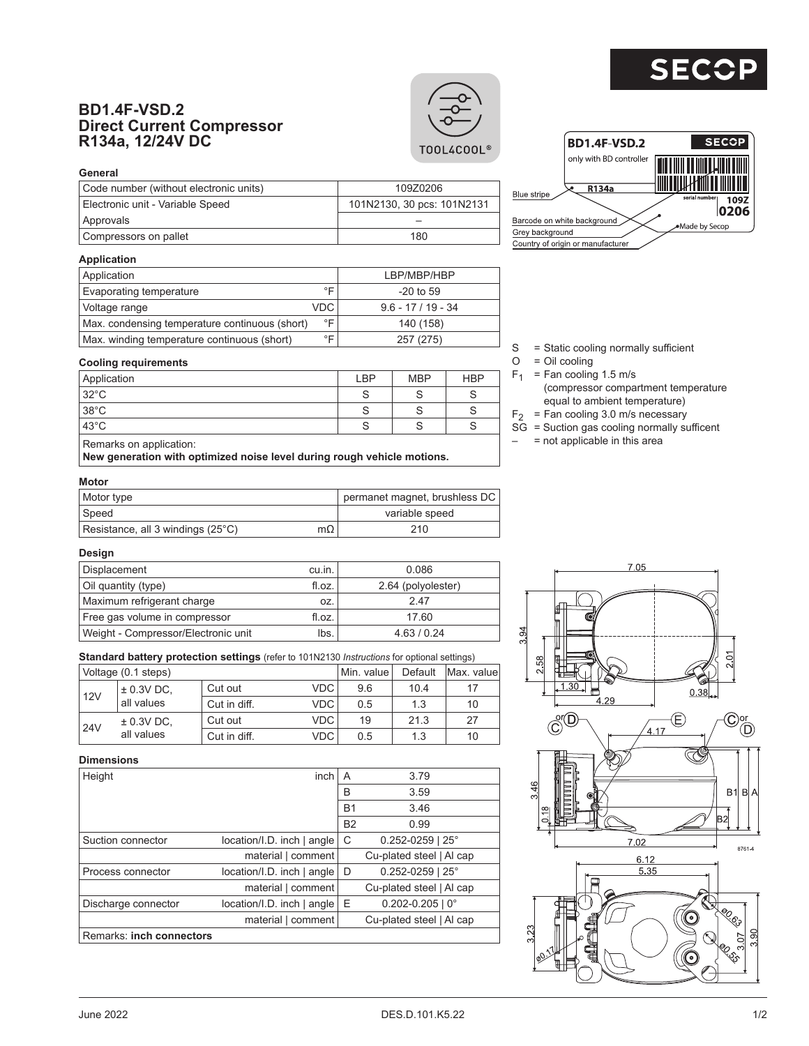# BD1.4F-VSD.2
## Direct Current Compressor
## R134a, 12/24V DC

TOOL4COOL®

### General

| Code number (without electronic units) | 109Z0206 |
|---|---|
| Electronic unit - Variable Speed | 101N2130, 30 pcs: 101N2131 |
| Approvals | – |
| Compressors on pallet | 180 |

### Application

| Application | | LBP/MBP/HBP |
|---|---|---|
| Evaporating temperature | °F | -20 to 59 |
| Voltage range | VDC | 9.6 - 17 / 19 - 34 |
| Max. condensing temperature continuous (short) | °F | 140 (158) |
| Max. winding temperature continuous (short) | °F | 257 (275) |

### Cooling requirements

| Application | LBP | MBP | HBP |
|---|---|---|---|
| 32°C | S | S | S |
| 38°C | S | S | S |
| 43°C | S | S | S |

Remarks on application:
**New generation with optimized noise level during rough vehicle motions.**

S = Static cooling normally sufficient
O = Oil cooling
$F_1$ = Fan cooling 1.5 m/s (compressor compartment temperature equal to ambient temperature)
$F_2$ = Fan cooling 3.0 m/s necessary
SG = Suction gas cooling normally sufficent
– = not applicable in this area

### Motor

| Motor type | | permanet magnet, brushless DC |
|---|---|---|
| Speed | | variable speed |
| Resistance, all 3 windings (25°C) | mΩ | 210 |

### Design

| Displacement | cu.in. | 0.086 |
|---|---|---|
| Oil quantity (type) | fl.oz. | 2.64 (polyolester) |
| Maximum refrigerant charge | oz. | 2.47 |
| Free gas volume in compressor | fl.oz. | 17.60 |
| Weight - Compressor/Electronic unit | lbs. | 4.63 / 0.24 |

### Standard battery protection settings (refer to 101N2130 *Instructions* for optional settings)

| Voltage (0.1 steps) | | | | Min. value | Default | Max. value |
|---|---|---|---|---|---|---|
| 12V | ± 0.3V DC, all values | Cut out | VDC | 9.6 | 10.4 | 17 |
| | | Cut in diff. | VDC | 0.5 | 1.3 | 10 |
| 24V | ± 0.3V DC, all values | Cut out | VDC | 19 | 21.3 | 27 |
| | | Cut in diff. | VDC | 0.5 | 1.3 | 10 |

### Dimensions

| Height | inch | A | 3.79 |
|---|---|---|---|
| | | B | 3.59 |
| | | B1 | 3.46 |
| | | B2 | 0.99 |
| Suction connector | location/I.D. inch \| angle | C | 0.252-0259 \| 25° |
| | material \| comment | | Cu-plated steel \| Al cap |
| Process connector | location/I.D. inch \| angle | D | 0.252-0259 \| 25° |
| | material \| comment | | Cu-plated steel \| Al cap |
| Discharge connector | location/I.D. inch \| angle | E | 0.202-0.205 \| 0° |
| | material \| comment | | Cu-plated steel \| Al cap |

Remarks: **inch connectors**

BD1.4F-VSD.2 — only with BD controller — R134a — serial number 109Z 0206 — Made by Secop

Blue stripe; Barcode on white background; Grey background; Country of origin or manufacturer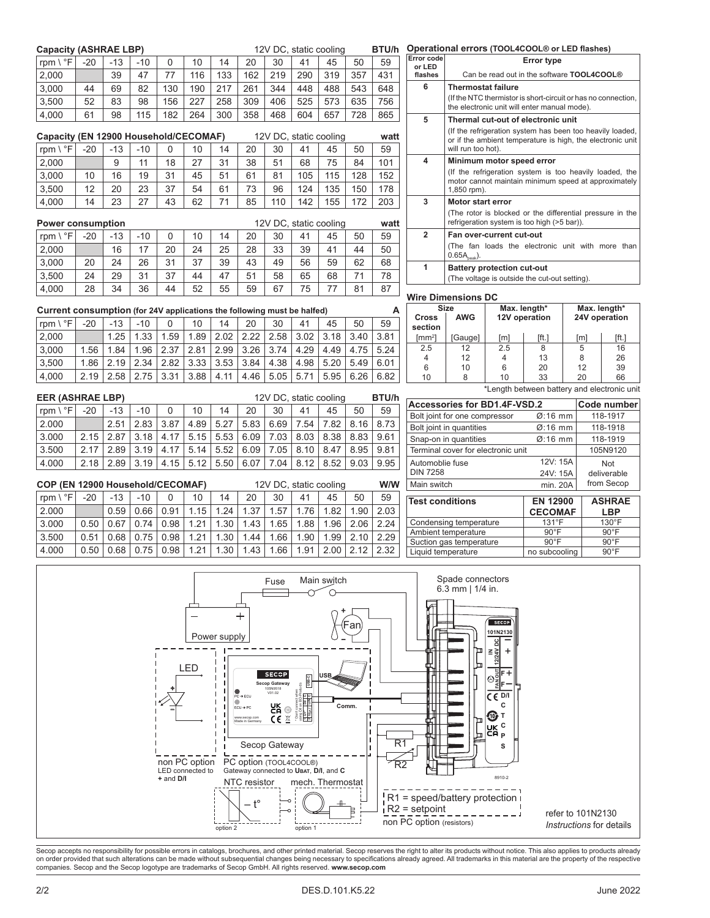**Capacity (ASHRAE LBP)** 12V DC, static cooling **BTU/h**

| rpm \ °F | -20 | -13 | -10 | 0 | 10 | 14 | 20 | 30 | 41 | 45 | 50 | 59 |
|---|---|---|---|---|---|---|---|---|---|---|---|---|
| 2,000 | | 39 | 47 | 77 | 116 | 133 | 162 | 219 | 290 | 319 | 357 | 431 |
| 3,000 | 44 | 69 | 82 | 130 | 190 | 217 | 261 | 344 | 448 | 488 | 543 | 648 |
| 3,500 | 52 | 83 | 98 | 156 | 227 | 258 | 309 | 406 | 525 | 573 | 635 | 756 |
| 4,000 | 61 | 98 | 115 | 182 | 264 | 300 | 358 | 468 | 604 | 657 | 728 | 865 |

**Capacity (EN 12900 Household/CECOMAF)** 12V DC, static cooling **watt**

| rpm \ °F | -20 | -13 | -10 | 0 | 10 | 14 | 20 | 30 | 41 | 45 | 50 | 59 |
|---|---|---|---|---|---|---|---|---|---|---|---|---|
| 2,000 | | 9 | 11 | 18 | 27 | 31 | 38 | 51 | 68 | 75 | 84 | 101 |
| 3,000 | 10 | 16 | 19 | 31 | 45 | 51 | 61 | 81 | 105 | 115 | 128 | 152 |
| 3,500 | 12 | 20 | 23 | 37 | 54 | 61 | 73 | 96 | 124 | 135 | 150 | 178 |
| 4,000 | 14 | 23 | 27 | 43 | 62 | 71 | 85 | 110 | 142 | 155 | 172 | 203 |

**Power consumption** 12V DC, static cooling **watt**

| rpm \ °F | -20 | -13 | -10 | 0 | 10 | 14 | 20 | 30 | 41 | 45 | 50 | 59 |
|---|---|---|---|---|---|---|---|---|---|---|---|---|
| 2,000 | | 16 | 17 | 20 | 24 | 25 | 28 | 33 | 39 | 41 | 44 | 50 |
| 3,000 | 20 | 24 | 26 | 31 | 37 | 39 | 43 | 49 | 56 | 59 | 62 | 68 |
| 3,500 | 24 | 29 | 31 | 37 | 44 | 47 | 51 | 58 | 65 | 68 | 71 | 78 |
| 4,000 | 28 | 34 | 36 | 44 | 52 | 55 | 59 | 67 | 75 | 77 | 81 | 87 |

**Current consumption** (for 24V applications the following must be halfed) **A**

| rpm \ °F | -20 | -13 | -10 | 0 | 10 | 14 | 20 | 30 | 41 | 45 | 50 | 59 |
|---|---|---|---|---|---|---|---|---|---|---|---|---|
| 2,000 | | 1.25 | 1.33 | 1.59 | 1.89 | 2.02 | 2.22 | 2.58 | 3.02 | 3.18 | 3.40 | 3.81 |
| 3,000 | 1.56 | 1.84 | 1.96 | 2.37 | 2.81 | 2.99 | 3.26 | 3.74 | 4.29 | 4.49 | 4.75 | 5.24 |
| 3,500 | 1.86 | 2.19 | 2.34 | 2.82 | 3.33 | 3.53 | 3.84 | 4.38 | 4.98 | 5.20 | 5.49 | 6.01 |
| 4,000 | 2.19 | 2.58 | 2.75 | 3.31 | 3.88 | 4.11 | 4.46 | 5.05 | 5.71 | 5.95 | 6.26 | 6.82 |

**EER (ASHRAE LBP)** 12V DC, static cooling **BTU/h**

| rpm \ °F | -20 | -13 | -10 | 0 | 10 | 14 | 20 | 30 | 41 | 45 | 50 | 59 |
|---|---|---|---|---|---|---|---|---|---|---|---|---|
| 2.000 | | 2.51 | 2.83 | 3.87 | 4.89 | 5.27 | 5.83 | 6.69 | 7.54 | 7.82 | 8.16 | 8.73 |
| 3.000 | 2.15 | 2.87 | 3.18 | 4.17 | 5.15 | 5.53 | 6.09 | 7.03 | 8.03 | 8.38 | 8.83 | 9.61 |
| 3.500 | 2.17 | 2.89 | 3.19 | 4.17 | 5.14 | 5.52 | 6.09 | 7.05 | 8.10 | 8.47 | 8.95 | 9.81 |
| 4.000 | 2.18 | 2.89 | 3.19 | 4.15 | 5.12 | 5.50 | 6.07 | 7.04 | 8.12 | 8.52 | 9.03 | 9.95 |

**COP (EN 12900 Household/CECOMAF)** 12V DC, static cooling **W/W**

| rpm \ °F | -20 | -13 | -10 | 0 | 10 | 14 | 20 | 30 | 41 | 45 | 50 | 59 |
|---|---|---|---|---|---|---|---|---|---|---|---|---|
| 2.000 | | 0.59 | 0.66 | 0.91 | 1.15 | 1.24 | 1.37 | 1.57 | 1.76 | 1.82 | 1.90 | 2.03 |
| 3.000 | 0.50 | 0.67 | 0.74 | 0.98 | 1.21 | 1.30 | 1.43 | 1.65 | 1.88 | 1.96 | 2.06 | 2.24 |
| 3.500 | 0.51 | 0.68 | 0.75 | 0.98 | 1.21 | 1.30 | 1.44 | 1.66 | 1.90 | 1.99 | 2.10 | 2.29 |
| 4.000 | 0.50 | 0.68 | 0.75 | 0.98 | 1.21 | 1.30 | 1.43 | 1.66 | 1.91 | 2.00 | 2.12 | 2.32 |

**Operational errors (TOOL4COOL® or LED flashes)**

| Error code or LED flashes | Error type |
|---|---|
| | Can be read out in the software **TOOL4COOL®** |
| 6 | **Thermostat failure** (If the NTC thermistor is short-circuit or has no connection, the electronic unit will enter manual mode). |
| 5 | **Thermal cut-out of electronic unit** (If the refrigeration system has been too heavily loaded, or if the ambient temperature is high, the electronic unit will run too hot). |
| 4 | **Minimum motor speed error** (If the refrigeration system is too heavily loaded, the motor cannot maintain minimum speed at approximately 1,850 rpm). |
| 3 | **Motor start error** (The rotor is blocked or the differential pressure in the refrigeration system is too high (>5 bar)). |
| 2 | **Fan over-current cut-out** (The fan loads the electronic unit with more than $0.65A_{peak}$). |
| 1 | **Battery protection cut-out** (The voltage is outside the cut-out setting). |

**Wire Dimensions DC**

| Size | | Max. length* 12V operation | | Max. length* 24V operation | |
|---|---|---|---|---|---|
| Cross section | AWG | | | | |
| [mm²] | [Gauge] | [m] | [ft.] | [m] | [ft.] |
| 2.5 | 12 | 2.5 | 8 | 5 | 16 |
| 4 | 12 | 4 | 13 | 8 | 26 |
| 6 | 10 | 6 | 20 | 12 | 39 |
| 10 | 8 | 10 | 33 | 20 | 66 |

*Length between battery and electronic unit

| Accessories for BD1.4F-VSD.2 | | Code number |
|---|---|---|
| Bolt joint for one compressor | Ø:16 mm | 118-1917 |
| Bolt joint in quantities | Ø:16 mm | 118-1918 |
| Snap-on in quantities | Ø:16 mm | 118-1919 |
| Terminal cover for electronic unit | | 105N9120 |
| Automoblie fuse DIN 7258 | 12V: 15A 24V: 15A | Not deliverable from Secop |
| Main switch | min. 20A | |

| Test conditions | EN 12900 CECOMAF | ASHRAE LBP |
|---|---|---|
| Condensing temperature | 131°F | 130°F |
| Ambient temperature | 90°F | 90°F |
| Suction gas temperature | 90°F | 90°F |
| Liquid temperature | no subcooling | 90°F |

Fuse
Main switch
Power supply
Fan
Spade connectors 6.3 mm | 1/4 in.
LED
Secop Gateway
USB
Comm.
101N2130
IN 12/24V DC
FAN OUT F+ F−
D/I C T C P S
R1
R2
non PC option LED connected to + and D/I
PC option (TOOL4COOL®) Gateway connected to **U**BAT, **D/I**, and **C**
NTC resistor
mech. Thermostat
option 2
option 1
R1 = speed/battery protection
R2 = setpoint
non PC option (resistors)
refer to 101N2130 *Instructions* for details

Secop accepts no responsibility for possible errors in catalogs, brochures, and other printed material. Secop reserves the right to alter its products without notice. This also applies to products already on order provided that such alterations can be made without subsequential changes being necessary to specifications already agreed. All trademarks in this material are the property of the respective companies. Secop and the Secop logotype are trademarks of Secop GmbH. All rights reserved. **www.secop.com**

DES.D.101.K5.22 June 2022